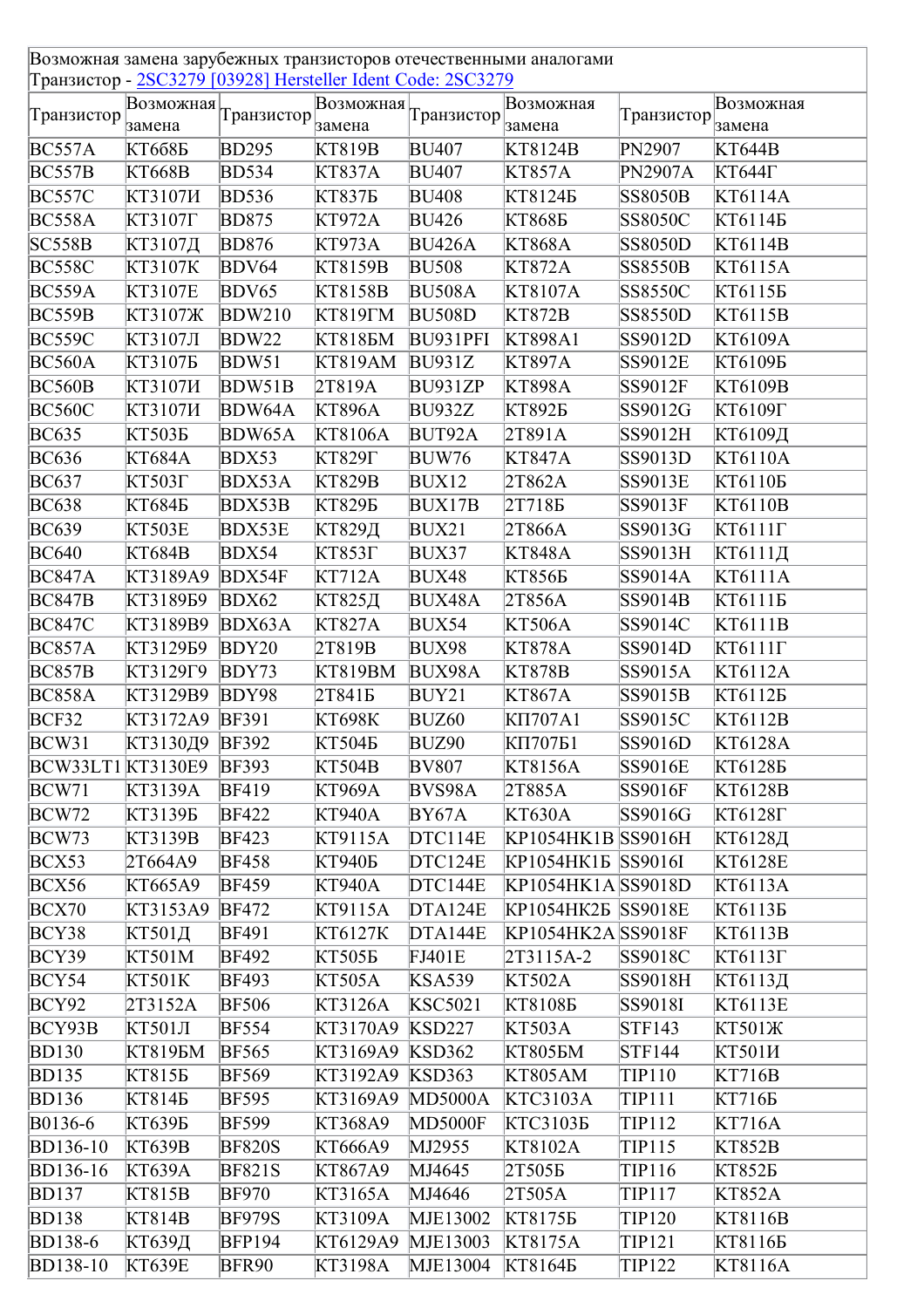Возможная замена зарубежных транзисторов отечественными аналогами
Транзистор - 2SC3279 [03928] Hersteller Ident Code: 2SC3279

| Транзистор | Возможная замена | Транзистор | Возможная замена | Транзистор | Возможная замена | Транзистор | Возможная замена |
|---|---|---|---|---|---|---|---|
| BC557A | КТ6б8Б | BD295 | КТ819В | BU407 | КТ8124В | PN2907 | КТ644В |
| BC557B | КТ668В | BD534 | КТ837А | BU407 | КТ857А | PN2907A | КТ644Г |
| BC557C | КТ3107И | BD536 | КТ837Б | BU408 | КТ8124Б | SS8050B | КТ6114А |
| BC558A | КТ3107Г | BD875 | КТ972А | BU426 | КТ868Б | SS8050C | КТ6114Б |
| SC558B | КТ3107Д | BD876 | КТ973А | BU426A | КТ868А | SS8050D | КТ6114В |
| BC558C | КТ3107К | BDV64 | КТ8159В | BU508 | КТ872А | SS8550B | КТ6115А |
| BC559A | КТ3107Е | BDV65 | КТ8158В | BU508A | КТ8107А | SS8550C | КТ6115Б |
| BC559B | КТ3107Ж | BDW210 | КТ819ГМ | BU508D | КТ872В | SS8550D | КТ6115В |
| BC559C | КТ3107Л | BDW22 | КТ818БМ | BU931PFI | КТ898А1 | SS9012D | КТ6109А |
| BC560A | КТ3107Б | BDW51 | КТ819АМ | BU931Z | КТ897А | SS9012E | КТ6109Б |
| BC560B | КТ3107И | BDW51B | 2Т819А | BU931ZP | КТ898А | SS9012F | КТ6109В |
| BC560C | КТ3107И | BDW64A | КТ896А | BU932Z | КТ892Б | SS9012G | КТ6109Г |
| BC635 | КТ503Б | BDW65A | КТ8106А | BUT92A | 2Т891А | SS9012H | КТ6109Д |
| BC636 | КТ684А | BDX53 | КТ829Г | BUW76 | КТ847А | SS9013D | КТ6110А |
| BC637 | КТ503Г | BDX53A | КТ829В | BUX12 | 2Т862А | SS9013E | КТ6110Б |
| BC638 | КТ684Б | BDX53B | КТ829Б | BUX17B | 2Т718Б | SS9013F | КТ6110В |
| BC639 | КТ503Е | BDX53E | КТ829Д | BUX21 | 2Т866А | SS9013G | КТ6111Г |
| BC640 | КТ684В | BDX54 | КТ853Г | BUX37 | КТ848А | SS9013H | КТ6111Д |
| BC847A | КТ3189А9 | BDX54F | КТ712А | BUX48 | КТ856Б | SS9014A | КТ6111А |
| BC847B | КТ3189Б9 | BDX62 | КТ825Д | BUX48A | 2Т856А | SS9014B | КТ6111Б |
| BC847C | КТ3189В9 | BDX63A | КТ827А | BUX54 | КТ506А | SS9014C | КТ6111В |
| BC857A | КТ3129Б9 | BDY20 | 2Т819В | BUX98 | КТ878А | SS9014D | КТ6111Г |
| BC857B | КТ3129Г9 | BDY73 | КТ819ВМ | BUX98A | КТ878В | SS9015A | КТ6112А |
| BC858A | КТ3129В9 | BDY98 | 2Т841Б | BUY21 | КТ867А | SS9015B | КТ6112Б |
| BCF32 | КТ3172А9 | BF391 | КТ698К | BUZ60 | КП707А1 | SS9015C | КТ6112В |
| BCW31 | КТ3130Д9 | BF392 | КТ504Б | BUZ90 | КП707Б1 | SS9016D | КТ6128А |
| BCW33LT1 | КТ3130Е9 | BF393 | КТ504В | BV807 | КТ8156А | SS9016E | КТ6128Б |
| BCW71 | КТ3139А | BF419 | КТ969А | BVS98A | 2Т885А | SS9016F | КТ6128В |
| BCW72 | КТ3139Б | BF422 | КТ940А | BY67A | КТ630А | SS9016G | КТ6128Г |
| BCW73 | КТ3139В | BF423 | КТ9115А | DTC114E | КР1054НК1В | SS9016H | КТ6128Д |
| BCX53 | 2Т664А9 | BF458 | КТ940Б | DTC124E | КР1054НК1Б | SS9016I | КТ6128Е |
| BCX56 | КТ665А9 | BF459 | КТ940А | DTC144E | КР1054НК1А | SS9018D | КТ6113А |
| BCX70 | КТ3153А9 | BF472 | КТ9115А | DTA124E | КР1054НК2Б | SS9018E | КТ6113Б |
| BCY38 | КТ501Д | BF491 | КТ6127К | DTA144E | КР1054НК2А | SS9018F | КТ6113В |
| BCY39 | КТ501М | BF492 | КТ505Б | FJ401E | 2Т3115А-2 | SS9018C | КТ6113Г |
| BCY54 | КТ501К | BF493 | КТ505А | KSA539 | КТ502А | SS9018H | КТ6113Д |
| BCY92 | 2Т3152А | BF506 | КТ3126А | KSC5021 | КТ8108Б | SS9018I | КТ6113Е |
| BCY93B | КТ501Л | BF554 | КТ3170А9 | KSD227 | КТ503А | STF143 | КТ501Ж |
| BD130 | КТ819БМ | BF565 | КТ3169А9 | KSD362 | КТ805БМ | STF144 | КТ501И |
| BD135 | КТ815Б | BF569 | КТ3192А9 | KSD363 | КТ805АМ | TIP110 | КТ716В |
| BD136 | КТ814Б | BF595 | КТ3169А9 | MD5000A | КТС3103А | TIP111 | КТ716Б |
| B0136-6 | КТ639Б | BF599 | КТ368А9 | MD5000F | КТС3103Б | TIP112 | КТ716А |
| BD136-10 | КТ639В | BF820S | КТ666А9 | MJ2955 | КТ8102А | TIP115 | КТ852В |
| BD136-16 | КТ639А | BF821S | КТ867А9 | MJ4645 | 2Т505Б | TIP116 | КТ852Б |
| BD137 | КТ815В | BF970 | КТ3165А | MJ4646 | 2Т505А | TIP117 | КТ852А |
| BD138 | КТ814В | BF979S | КТ3109А | MJE13002 | КТ8175Б | TIP120 | КТ8116В |
| BD138-6 | КТ639Д | BFP194 | КТ6129А9 | MJE13003 | КТ8175А | TIP121 | КТ8116Б |
| BD138-10 | КТ639Е | BFR90 | КТ3198А | MJE13004 | КТ8164Б | TIP122 | КТ8116А |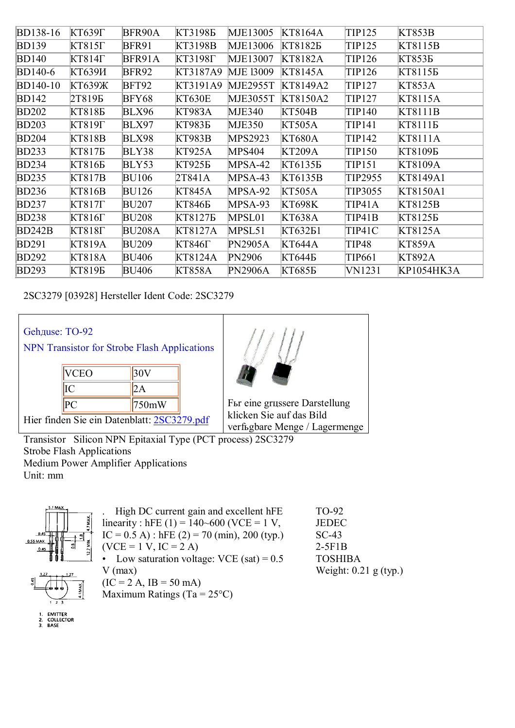| BD138-16 | KT639Г | BFR90A | KT3198Б | MJE13005 | KT8164A | TIP125 | KT853B |
|---|---|---|---|---|---|---|---|
| BD139 | KT815Г | BFR91 | KT3198B | MJE13006 | KT8182Б | TIP125 | KT8115B |
| BD140 | KT814Г | BFR91A | KT3198Г | MJE13007 | KT8182A | TIP126 | KT853Б |
| BD140-6 | KT639И | BFR92 | KT3187A9 | MJE l3009 | KT8145A | TIP126 | KT8115Б |
| BD140-10 | KT639Ж | BFT92 | KT3191A9 | MJE2955T | KT8149A2 | TIP127 | KT853A |
| BD142 | 2T819Б | BFY68 | KT630E | MJE3055T | KT8150A2 | TIP127 | KT8115A |
| BD202 | KT818Б | BLX96 | KT983A | MJE340 | KT504B | TIP140 | KT8111B |
| BD203 | KT819Г | BLX97 | KT983Б | MJE350 | KT505A | TIP141 | KT8111Б |
| BD204 | KT818B | BLX98 | KT983B | MPS2923 | KT680A | TIP142 | KT8111A |
| BD233 | KT817Б | BLY38 | KT925A | MPS404 | KT209A | TIP150 | KT8109Б |
| BD234 | KT816Б | BLY53 | KT925Б | MPSA-42 | KT6135Б | TIP151 | KT8109A |
| BD235 | KT817B | BU106 | 2T841A | MPSA-43 | KT6135B | TIP2955 | KT8149A1 |
| BD236 | KT816B | BU126 | KT845A | MPSA-92 | KT505A | TIP3055 | KT8150A1 |
| BD237 | KT817Г | BU207 | KT846Б | MPSA-93 | KT698K | TIP41A | KT8125B |
| BD238 | KT816Г | BU208 | KT8127Б | MPSL01 | KT638A | TIP41B | KT8125Б |
| BD242B | KT818Г | BU208A | KT8127A | MPSL51 | KT632Б1 | TIP41C | KT8125A |
| BD291 | KT819A | BU209 | KT846Г | PN2905A | KT644A | TIP48 | KT859A |
| BD292 | KT818A | BU406 | KT8124A | PN2906 | KT644Б | TIP661 | KT892A |
| BD293 | KT819Б | BU406 | KT858A | PN2906A | KT685Б | VN1231 | KP1054HK3A |

2SC3279 [03928] Hersteller Ident Code: 2SC3279

Gehдuse: TO-92

NPN Transistor for Strobe Flash Applications

| VCEO | 30V |
|---|---|
| IC | 2A |
| PC | 750mW |

Hier finden Sie ein Datenblatt: 2SC3279.pdf

Fьr eine grцssere Darstellung klicken Sie auf das Bild
verfьgbare Menge / Lagermenge

Transistor Silicon NPN Epitaxial Type (PCT process) 2SC3279

Strobe Flash Applications

Medium Power Amplifier Applications

Unit: mm

- High DC current gain and excellent hFE linearity : hFE (1) = 140~600 (VCE = 1 V, IC = 0.5 A) : hFE (2) = 70 (min), 200 (typ.) (VCE = 1 V, IC = 2 A)
- Low saturation voltage: VCE (sat) = 0.5 V (max) (IC = 2 A, IB = 50 mA)

Maximum Ratings (Ta = 25°C)

TO-92
JEDEC
SC-43
2-5F1B
TOSHIBA
Weight: 0.21 g (typ.)

1. EMITTER
2. COLLECTOR
3. BASE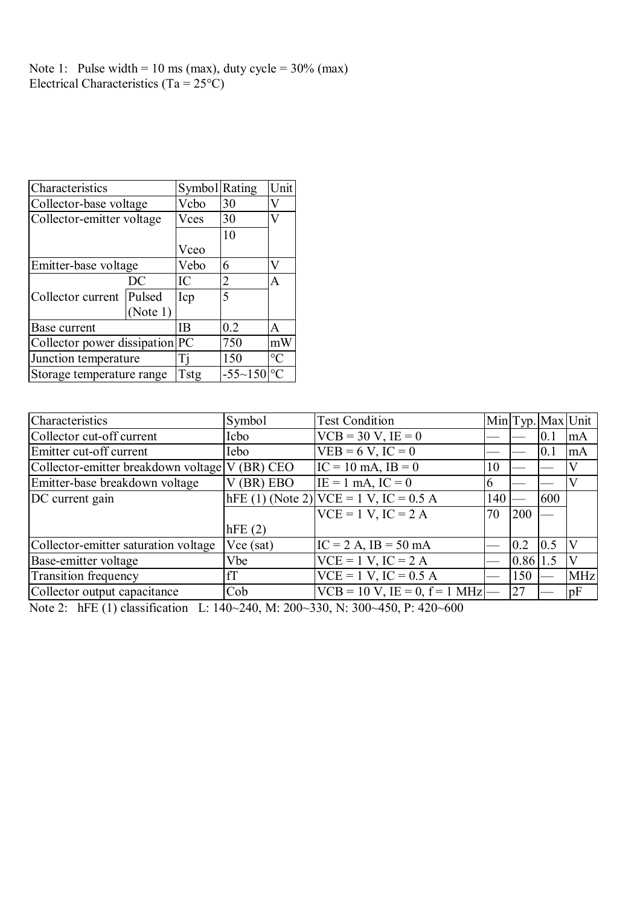Note 1: Pulse width = 10 ms (max), duty cycle = 30% (max)
Electrical Characteristics (Ta = 25°C)

| Characteristics | | Symbol | Rating | Unit |
|---|---|---|---|---|
| Collector-base voltage | | Vcbo | 30 | V |
| Collector-emitter voltage | | Vces | 30 | V |
| | | Vceo | 10 | |
| Emitter-base voltage | | Vebo | 6 | V |
| Collector current | DC | IC | 2 | A |
| | Pulsed (Note 1) | Icp | 5 | |
| Base current | | IB | 0.2 | A |
| Collector power dissipation | | PC | 750 | mW |
| Junction temperature | | Tj | 150 | °C |
| Storage temperature range | | Tstg | -55~150 | °C |

| Characteristics | Symbol | Test Condition | Min | Typ. | Max | Unit |
|---|---|---|---|---|---|---|
| Collector cut-off current | Icbo | VCB = 30 V, IE = 0 | — | — | 0.1 | mA |
| Emitter cut-off current | Iebo | VEB = 6 V, IC = 0 | — | — | 0.1 | mA |
| Collector-emitter breakdown voltage | V (BR) CEO | IC = 10 mA, IB = 0 | 10 | — | — | V |
| Emitter-base breakdown voltage | V (BR) EBO | IE = 1 mA, IC = 0 | 6 | — | — | V |
| DC current gain | hFE (1) (Note 2) | VCE = 1 V, IC = 0.5 A | 140 | — | 600 | |
| | hFE (2) | VCE = 1 V, IC = 2 A | 70 | 200 | — | |
| Collector-emitter saturation voltage | Vce (sat) | IC = 2 A, IB = 50 mA | — | 0.2 | 0.5 | V |
| Base-emitter voltage | Vbe | VCE = 1 V, IC = 2 A | — | 0.86 | 1.5 | V |
| Transition frequency | fT | VCE = 1 V, IC = 0.5 A | — | 150 | — | MHz |
| Collector output capacitance | Cob | VCB = 10 V, IE = 0, f = 1 MHz | — | 27 | — | pF |

Note 2: hFE (1) classification L: 140~240, M: 200~330, N: 300~450, P: 420~600